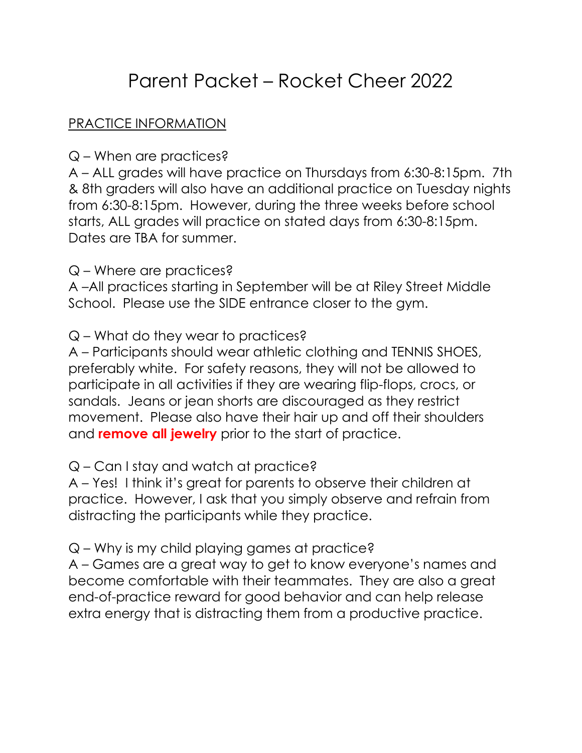# Parent Packet – Rocket Cheer 2022

## PRACTICE INFORMATION

Q – When are practices?
A – ALL grades will have practice on Thursdays from 6:30-8:15pm. 7th & 8th graders will also have an additional practice on Tuesday nights from 6:30-8:15pm. However, during the three weeks before school starts, ALL grades will practice on stated days from 6:30-8:15pm. Dates are TBA for summer.

Q – Where are practices?
A –All practices starting in September will be at Riley Street Middle School. Please use the SIDE entrance closer to the gym.

Q – What do they wear to practices?
A – Participants should wear athletic clothing and TENNIS SHOES, preferably white. For safety reasons, they will not be allowed to participate in all activities if they are wearing flip-flops, crocs, or sandals. Jeans or jean shorts are discouraged as they restrict movement. Please also have their hair up and off their shoulders and **remove all jewelry** prior to the start of practice.

Q – Can I stay and watch at practice?
A – Yes! I think it's great for parents to observe their children at practice. However, I ask that you simply observe and refrain from distracting the participants while they practice.

Q – Why is my child playing games at practice?
A – Games are a great way to get to know everyone's names and become comfortable with their teammates. They are also a great end-of-practice reward for good behavior and can help release extra energy that is distracting them from a productive practice.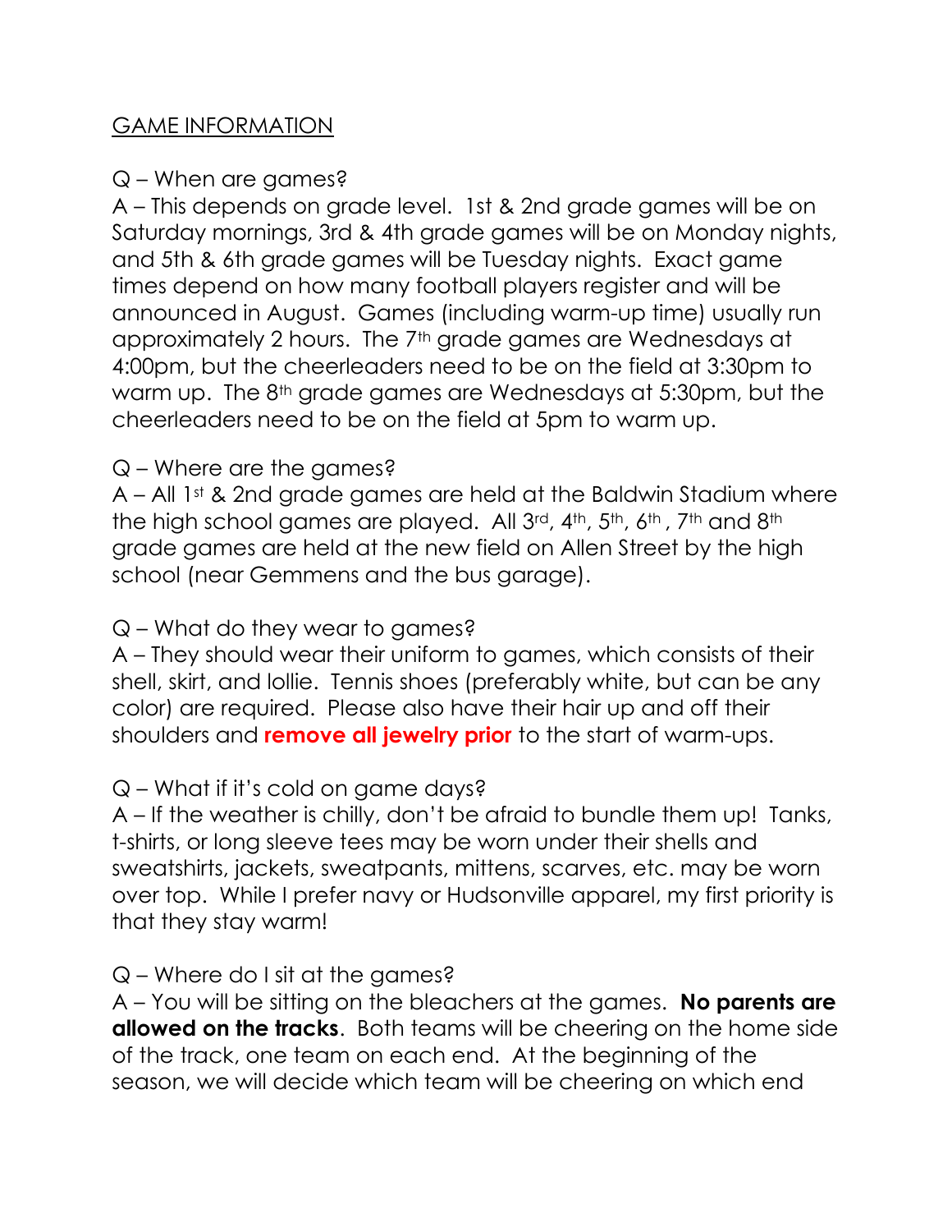## GAME INFORMATION

Q – When are games?
A – This depends on grade level. 1st & 2nd grade games will be on Saturday mornings, 3rd & 4th grade games will be on Monday nights, and 5th & 6th grade games will be Tuesday nights. Exact game times depend on how many football players register and will be announced in August. Games (including warm-up time) usually run approximately 2 hours. The 7th grade games are Wednesdays at 4:00pm, but the cheerleaders need to be on the field at 3:30pm to warm up. The 8th grade games are Wednesdays at 5:30pm, but the cheerleaders need to be on the field at 5pm to warm up.

Q – Where are the games?
A – All 1st & 2nd grade games are held at the Baldwin Stadium where the high school games are played. All 3rd, 4th, 5th, 6th, 7th and 8th grade games are held at the new field on Allen Street by the high school (near Gemmens and the bus garage).

Q – What do they wear to games?
A – They should wear their uniform to games, which consists of their shell, skirt, and lollie. Tennis shoes (preferably white, but can be any color) are required. Please also have their hair up and off their shoulders and **remove all jewelry prior** to the start of warm-ups.

Q – What if it's cold on game days?
A – If the weather is chilly, don't be afraid to bundle them up! Tanks, t-shirts, or long sleeve tees may be worn under their shells and sweatshirts, jackets, sweatpants, mittens, scarves, etc. may be worn over top. While I prefer navy or Hudsonville apparel, my first priority is that they stay warm!

Q – Where do I sit at the games?
A – You will be sitting on the bleachers at the games. **No parents are allowed on the tracks**. Both teams will be cheering on the home side of the track, one team on each end. At the beginning of the season, we will decide which team will be cheering on which end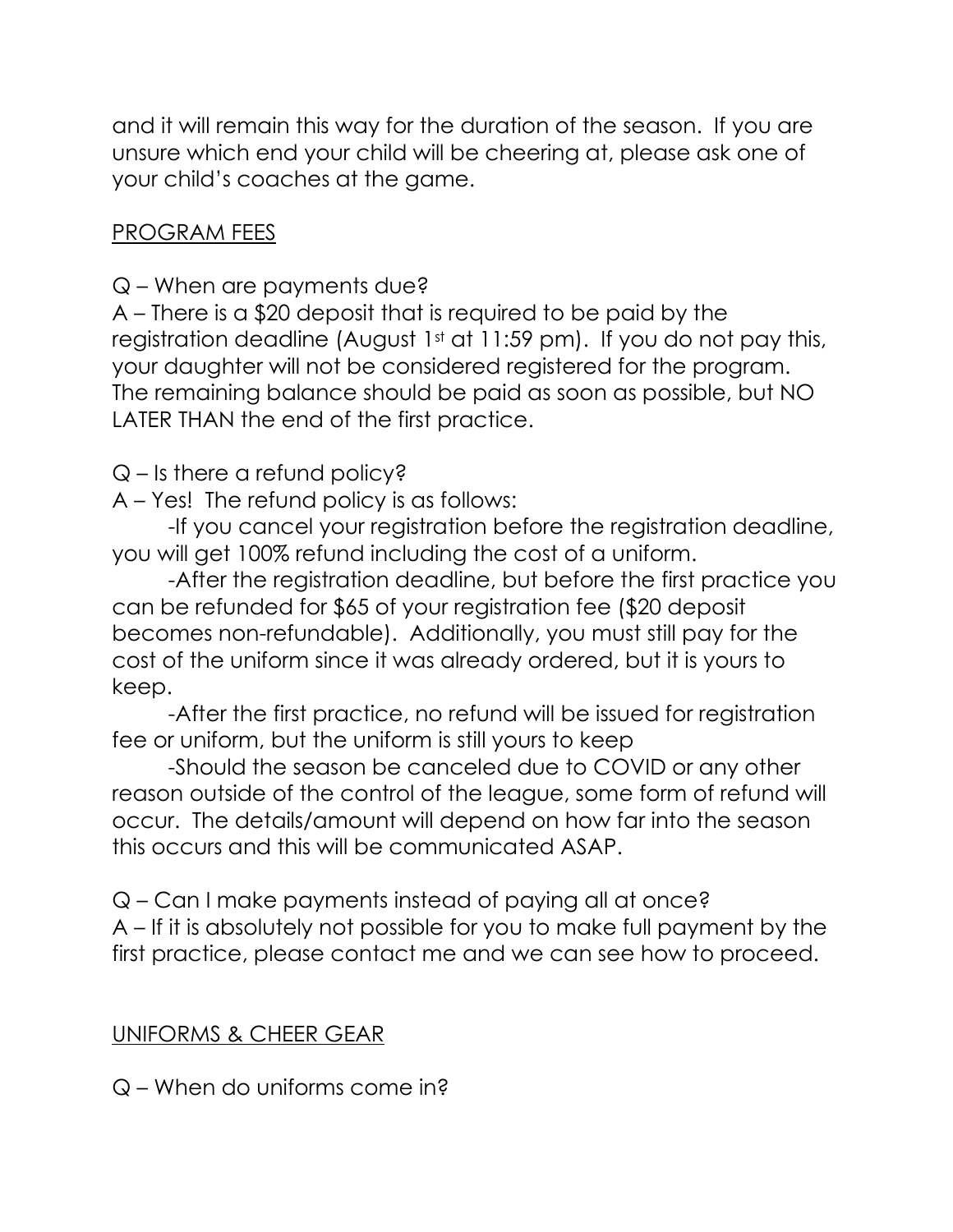and it will remain this way for the duration of the season. If you are unsure which end your child will be cheering at, please ask one of your child's coaches at the game.

<u>PROGRAM FEES</u>

Q – When are payments due?

A – There is a $20 deposit that is required to be paid by the registration deadline (August 1st at 11:59 pm). If you do not pay this, your daughter will not be considered registered for the program. The remaining balance should be paid as soon as possible, but NO LATER THAN the end of the first practice.

Q – Is there a refund policy?

A – Yes! The refund policy is as follows:

-If you cancel your registration before the registration deadline, you will get 100% refund including the cost of a uniform.

-After the registration deadline, but before the first practice you can be refunded for $65 of your registration fee ($20 deposit becomes non-refundable). Additionally, you must still pay for the cost of the uniform since it was already ordered, but it is yours to keep.

-After the first practice, no refund will be issued for registration fee or uniform, but the uniform is still yours to keep

-Should the season be canceled due to COVID or any other reason outside of the control of the league, some form of refund will occur. The details/amount will depend on how far into the season this occurs and this will be communicated ASAP.

Q – Can I make payments instead of paying all at once?

A – If it is absolutely not possible for you to make full payment by the first practice, please contact me and we can see how to proceed.

<u>UNIFORMS & CHEER GEAR</u>

Q – When do uniforms come in?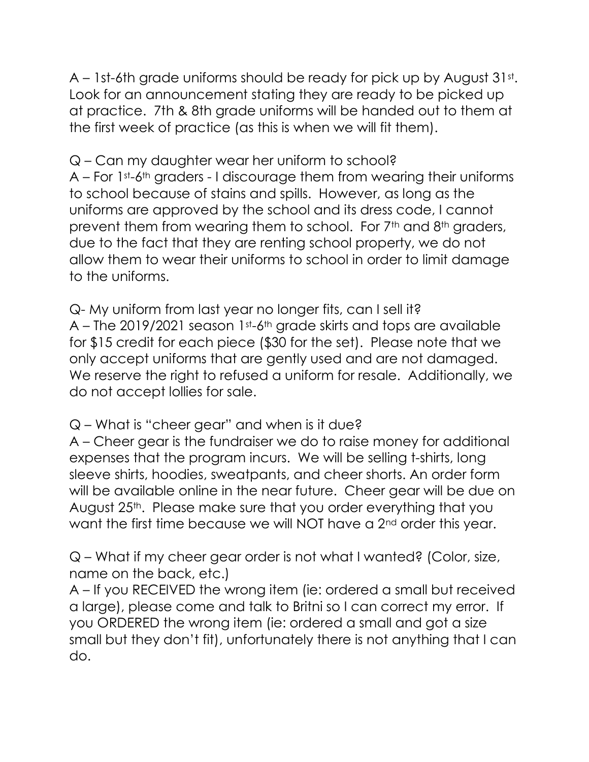A – 1st-6th grade uniforms should be ready for pick up by August 31st. Look for an announcement stating they are ready to be picked up at practice. 7th & 8th grade uniforms will be handed out to them at the first week of practice (as this is when we will fit them).

Q – Can my daughter wear her uniform to school?
A – For 1st-6th graders - I discourage them from wearing their uniforms to school because of stains and spills. However, as long as the uniforms are approved by the school and its dress code, I cannot prevent them from wearing them to school. For 7th and 8th graders, due to the fact that they are renting school property, we do not allow them to wear their uniforms to school in order to limit damage to the uniforms.

Q- My uniform from last year no longer fits, can I sell it?
A – The 2019/2021 season 1st-6th grade skirts and tops are available for $15 credit for each piece ($30 for the set). Please note that we only accept uniforms that are gently used and are not damaged. We reserve the right to refused a uniform for resale. Additionally, we do not accept lollies for sale.

Q – What is "cheer gear" and when is it due?
A – Cheer gear is the fundraiser we do to raise money for additional expenses that the program incurs. We will be selling t-shirts, long sleeve shirts, hoodies, sweatpants, and cheer shorts. An order form will be available online in the near future. Cheer gear will be due on August 25th. Please make sure that you order everything that you want the first time because we will NOT have a 2nd order this year.

Q – What if my cheer gear order is not what I wanted? (Color, size, name on the back, etc.)
A – If you RECEIVED the wrong item (ie: ordered a small but received a large), please come and talk to Britni so I can correct my error. If you ORDERED the wrong item (ie: ordered a small and got a size small but they don't fit), unfortunately there is not anything that I can do.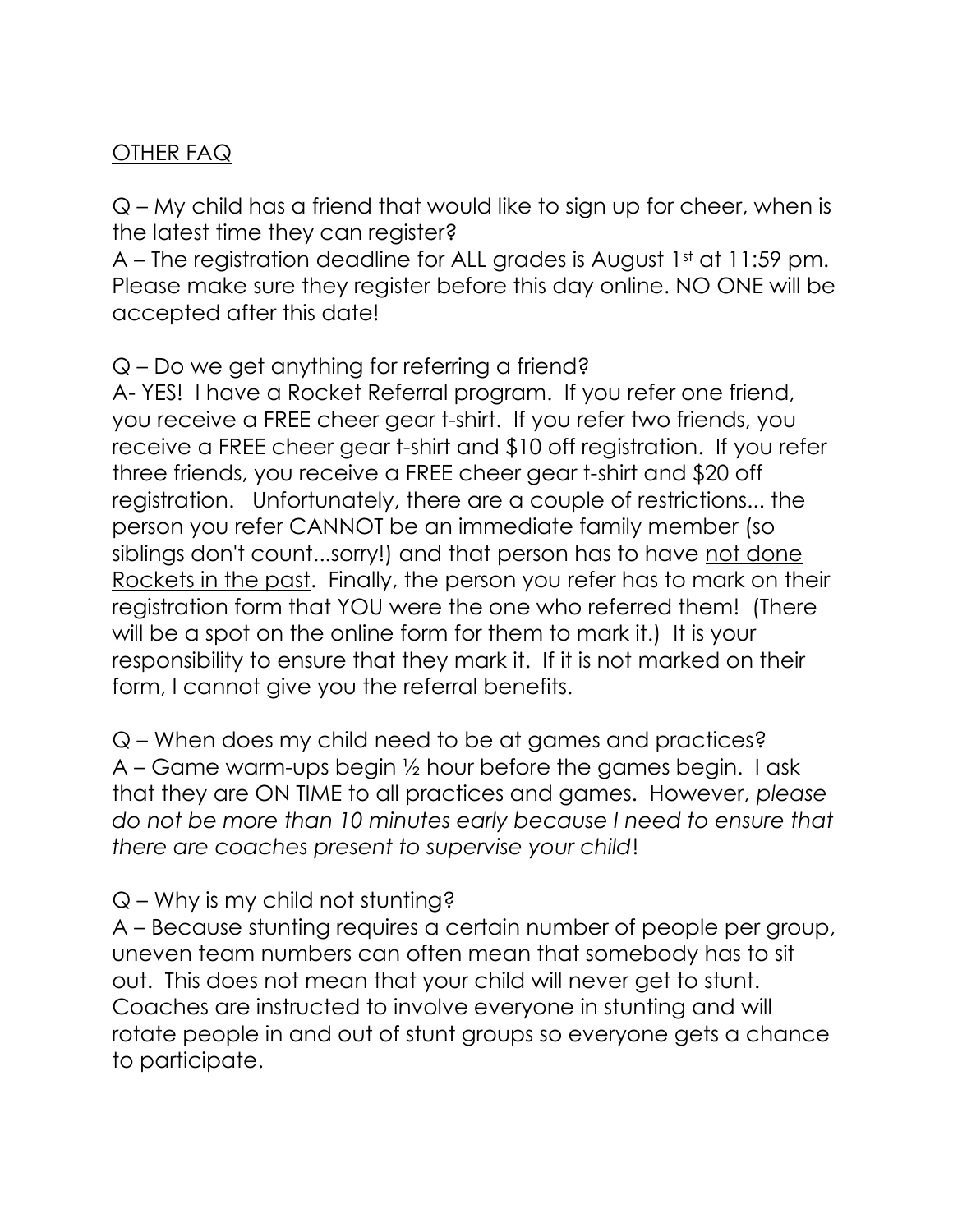<u>OTHER FAQ</u>

Q – My child has a friend that would like to sign up for cheer, when is the latest time they can register?
A – The registration deadline for ALL grades is August 1st at 11:59 pm. Please make sure they register before this day online. NO ONE will be accepted after this date!

Q – Do we get anything for referring a friend?
A- YES! I have a Rocket Referral program. If you refer one friend, you receive a FREE cheer gear t-shirt. If you refer two friends, you receive a FREE cheer gear t-shirt and $10 off registration. If you refer three friends, you receive a FREE cheer gear t-shirt and $20 off registration. Unfortunately, there are a couple of restrictions... the person you refer CANNOT be an immediate family member (so siblings don't count...sorry!) and that person has to have <u>not done Rockets in the past</u>. Finally, the person you refer has to mark on their registration form that YOU were the one who referred them! (There will be a spot on the online form for them to mark it.) It is your responsibility to ensure that they mark it. If it is not marked on their form, I cannot give you the referral benefits.

Q – When does my child need to be at games and practices?
A – Game warm-ups begin ½ hour before the games begin. I ask that they are ON TIME to all practices and games. However, *please do not be more than 10 minutes early because I need to ensure that there are coaches present to supervise your child*!

Q – Why is my child not stunting?
A – Because stunting requires a certain number of people per group, uneven team numbers can often mean that somebody has to sit out. This does not mean that your child will never get to stunt. Coaches are instructed to involve everyone in stunting and will rotate people in and out of stunt groups so everyone gets a chance to participate.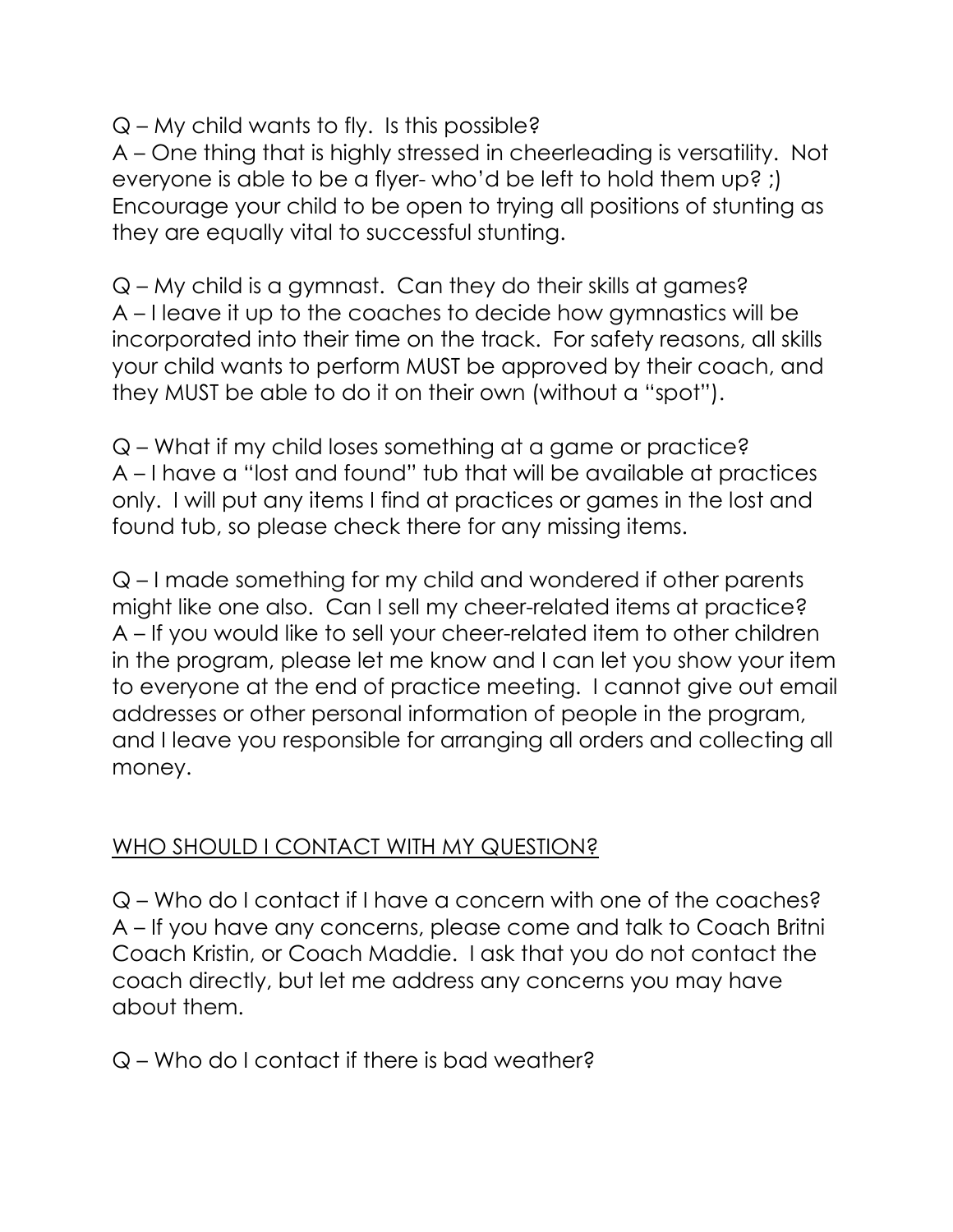Q – My child wants to fly. Is this possible?
A – One thing that is highly stressed in cheerleading is versatility. Not everyone is able to be a flyer- who'd be left to hold them up? ;) Encourage your child to be open to trying all positions of stunting as they are equally vital to successful stunting.

Q – My child is a gymnast. Can they do their skills at games?
A – I leave it up to the coaches to decide how gymnastics will be incorporated into their time on the track. For safety reasons, all skills your child wants to perform MUST be approved by their coach, and they MUST be able to do it on their own (without a "spot").

Q – What if my child loses something at a game or practice?
A – I have a "lost and found" tub that will be available at practices only. I will put any items I find at practices or games in the lost and found tub, so please check there for any missing items.

Q – I made something for my child and wondered if other parents might like one also. Can I sell my cheer-related items at practice?
A – If you would like to sell your cheer-related item to other children in the program, please let me know and I can let you show your item to everyone at the end of practice meeting. I cannot give out email addresses or other personal information of people in the program, and I leave you responsible for arranging all orders and collecting all money.

## WHO SHOULD I CONTACT WITH MY QUESTION?

Q – Who do I contact if I have a concern with one of the coaches?
A – If you have any concerns, please come and talk to Coach Britni Coach Kristin, or Coach Maddie. I ask that you do not contact the coach directly, but let me address any concerns you may have about them.

Q – Who do I contact if there is bad weather?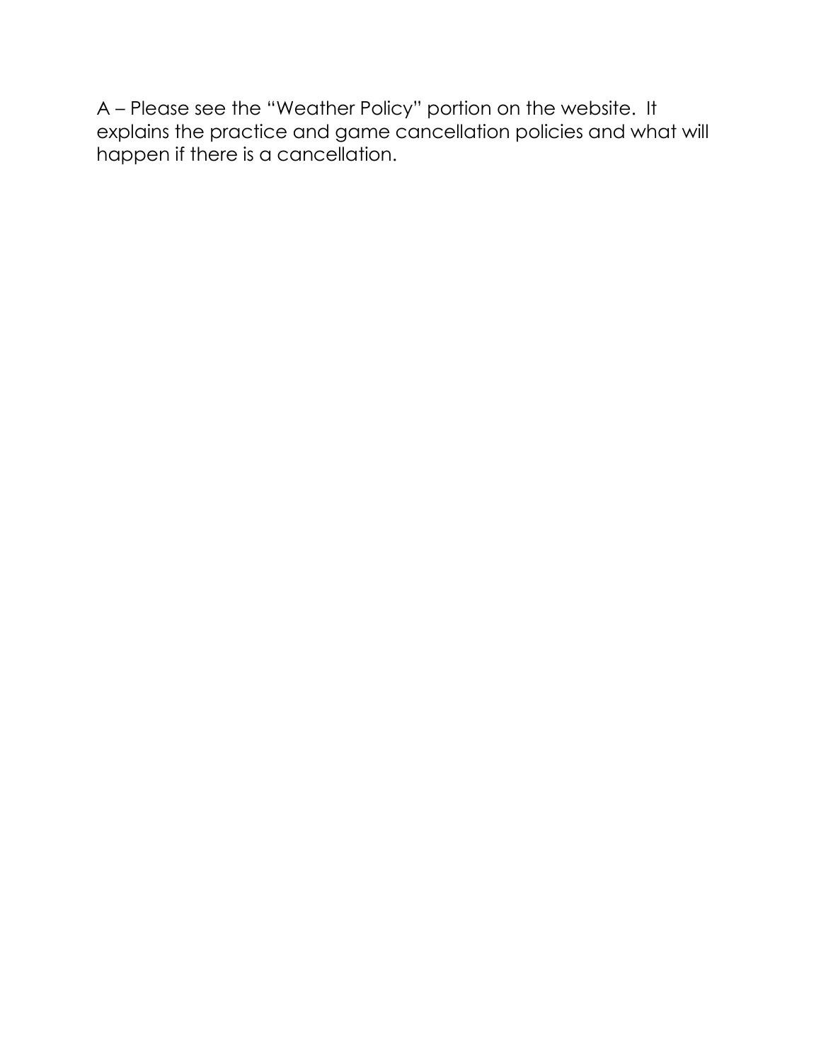A – Please see the "Weather Policy" portion on the website. It explains the practice and game cancellation policies and what will happen if there is a cancellation.